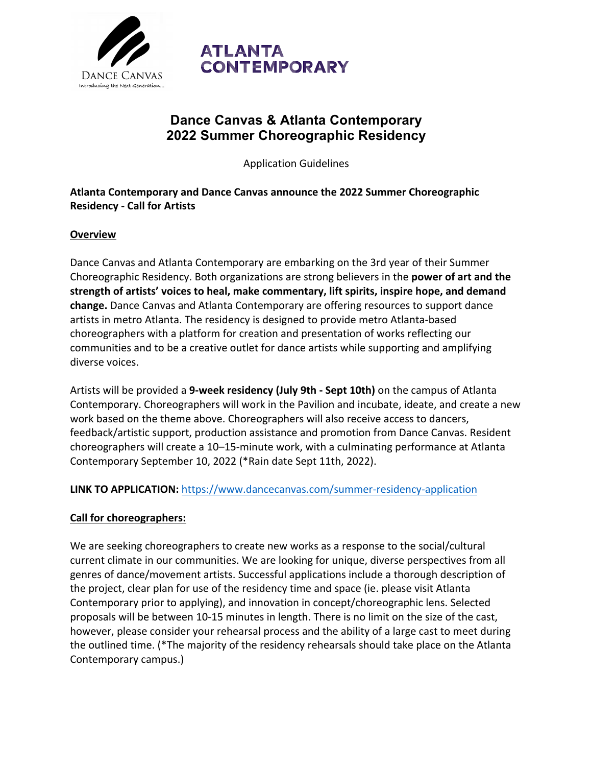DANCE CANVAS
Introducing the Next Generation...

ATLANTA CONTEMPORARY

# Dance Canvas & Atlanta Contemporary 2022 Summer Choreographic Residency

Application Guidelines

**Atlanta Contemporary and Dance Canvas announce the 2022 Summer Choreographic Residency - Call for Artists**

## Overview

Dance Canvas and Atlanta Contemporary are embarking on the 3rd year of their Summer Choreographic Residency. Both organizations are strong believers in the **power of art and the strength of artists' voices to heal, make commentary, lift spirits, inspire hope, and demand change.** Dance Canvas and Atlanta Contemporary are offering resources to support dance artists in metro Atlanta. The residency is designed to provide metro Atlanta-based choreographers with a platform for creation and presentation of works reflecting our communities and to be a creative outlet for dance artists while supporting and amplifying diverse voices.

Artists will be provided a **9-week residency (July 9th - Sept 10th)** on the campus of Atlanta Contemporary. Choreographers will work in the Pavilion and incubate, ideate, and create a new work based on the theme above. Choreographers will also receive access to dancers, feedback/artistic support, production assistance and promotion from Dance Canvas. Resident choreographers will create a 10–15-minute work, with a culminating performance at Atlanta Contemporary September 10, 2022 (*Rain date Sept 11th, 2022).

**LINK TO APPLICATION:** https://www.dancecanvas.com/summer-residency-application

## Call for choreographers:

We are seeking choreographers to create new works as a response to the social/cultural current climate in our communities. We are looking for unique, diverse perspectives from all genres of dance/movement artists. Successful applications include a thorough description of the project, clear plan for use of the residency time and space (ie. please visit Atlanta Contemporary prior to applying), and innovation in concept/choreographic lens. Selected proposals will be between 10-15 minutes in length. There is no limit on the size of the cast, however, please consider your rehearsal process and the ability of a large cast to meet during the outlined time. (*The majority of the residency rehearsals should take place on the Atlanta Contemporary campus.)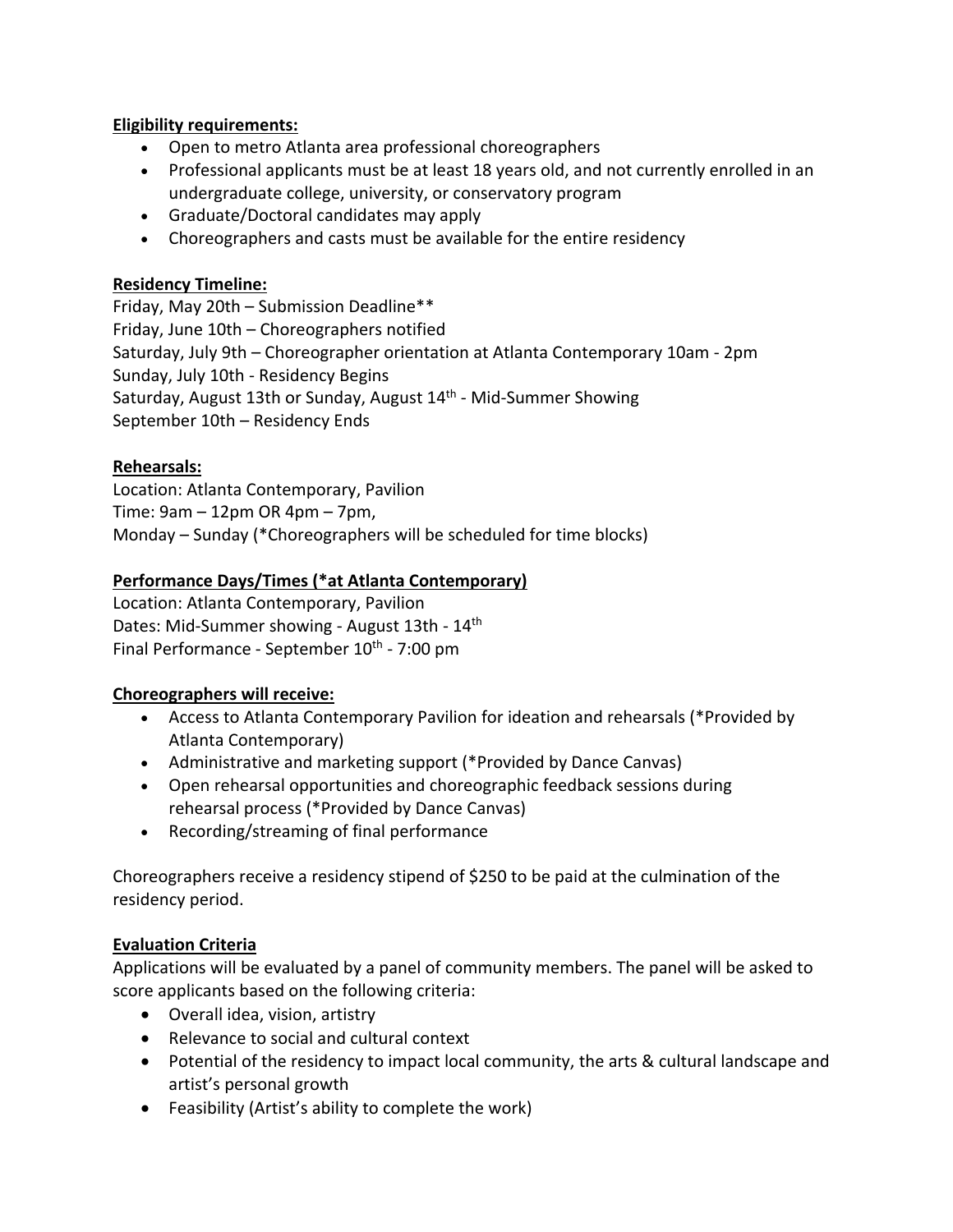**Eligibility requirements:**

- Open to metro Atlanta area professional choreographers
- Professional applicants must be at least 18 years old, and not currently enrolled in an undergraduate college, university, or conservatory program
- Graduate/Doctoral candidates may apply
- Choreographers and casts must be available for the entire residency

**Residency Timeline:**

Friday, May 20th – Submission Deadline**
Friday, June 10th – Choreographers notified
Saturday, July 9th – Choreographer orientation at Atlanta Contemporary 10am - 2pm
Sunday, July 10th - Residency Begins
Saturday, August 13th or Sunday, August 14th - Mid-Summer Showing
September 10th – Residency Ends

**Rehearsals:**

Location: Atlanta Contemporary, Pavilion
Time: 9am – 12pm OR 4pm – 7pm,
Monday – Sunday (*Choreographers will be scheduled for time blocks)

**Performance Days/Times (*at Atlanta Contemporary)**

Location: Atlanta Contemporary, Pavilion
Dates: Mid-Summer showing - August 13th - 14th
Final Performance - September 10th - 7:00 pm

**Choreographers will receive:**

- Access to Atlanta Contemporary Pavilion for ideation and rehearsals (*Provided by Atlanta Contemporary)
- Administrative and marketing support (*Provided by Dance Canvas)
- Open rehearsal opportunities and choreographic feedback sessions during rehearsal process (*Provided by Dance Canvas)
- Recording/streaming of final performance

Choreographers receive a residency stipend of $250 to be paid at the culmination of the residency period.

**Evaluation Criteria**

Applications will be evaluated by a panel of community members. The panel will be asked to score applicants based on the following criteria:

- Overall idea, vision, artistry
- Relevance to social and cultural context
- Potential of the residency to impact local community, the arts & cultural landscape and artist's personal growth
- Feasibility (Artist's ability to complete the work)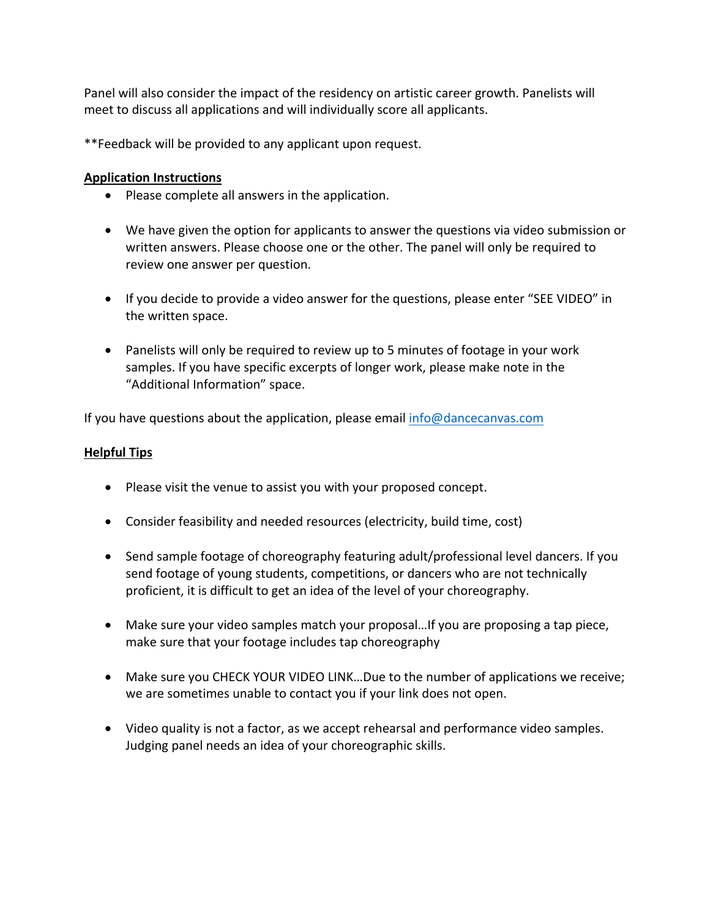Panel will also consider the impact of the residency on artistic career growth. Panelists will meet to discuss all applications and will individually score all applicants.

**Feedback will be provided to any applicant upon request.

**Application Instructions**

- Please complete all answers in the application.
- We have given the option for applicants to answer the questions via video submission or written answers. Please choose one or the other. The panel will only be required to review one answer per question.
- If you decide to provide a video answer for the questions, please enter "SEE VIDEO" in the written space.
- Panelists will only be required to review up to 5 minutes of footage in your work samples. If you have specific excerpts of longer work, please make note in the "Additional Information" space.

If you have questions about the application, please email info@dancecanvas.com

**Helpful Tips**

- Please visit the venue to assist you with your proposed concept.
- Consider feasibility and needed resources (electricity, build time, cost)
- Send sample footage of choreography featuring adult/professional level dancers. If you send footage of young students, competitions, or dancers who are not technically proficient, it is difficult to get an idea of the level of your choreography.
- Make sure your video samples match your proposal…If you are proposing a tap piece, make sure that your footage includes tap choreography
- Make sure you CHECK YOUR VIDEO LINK…Due to the number of applications we receive; we are sometimes unable to contact you if your link does not open.
- Video quality is not a factor, as we accept rehearsal and performance video samples. Judging panel needs an idea of your choreographic skills.